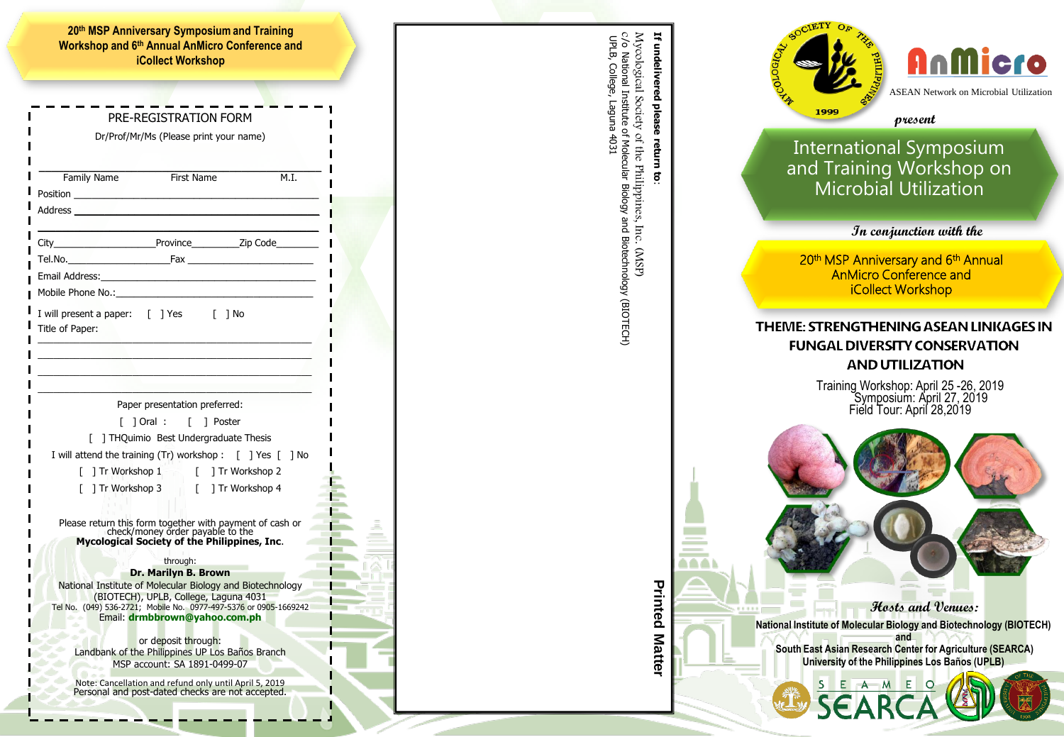**20th MSP Anniversary Symposium and Training Workshop and 6th Annual AnMicro Conference and iCollect Workshop**

## PRE-REGISTRATION FORM

Dr/Prof/Mr/Ms (Please print your name)

______________________________________________

Family Name First Name M.I.

Position ______________________________________

Address ______________________________________

______________________________________________

City________________ Province__________ Zip Code________

Tel.No.________________ Fax ____________________

Email Address:__________________________________

Mobile Phone No.:_______________________________

I will present a paper: [ ] Yes [ ] No

Title of Paper:

______________________________________________

______________________________________________

______________________________________________

______________________________________________

Paper presentation preferred:

[ ] Oral : [ ] Poster

[ ] THQuimio Best Undergraduate Thesis

I will attend the training (Tr) workshop : [ ] Yes [ ] No

[ ] Tr Workshop 1 [ ] Tr Workshop 2

[ ] Tr Workshop 3 [ ] Tr Workshop 4

Please return this form together with payment of cash or check/money order payable to the **Mycological Society of the Philippines, Inc**.

through:

**Dr. Marilyn B. Brown**
National Institute of Molecular Biology and Biotechnology (BIOTECH), UPLB, College, Laguna 4031
Tel No. (049) 536-2721; Mobile No. 0977-497-5376 or 0905-1669242
Email: **drmbbrown@yahoo.com.ph**

or deposit through:
Landbank of the Philippines UP Los Baños Branch
MSP account: SA 1891-0499-07

Note: Cancellation and refund only until April 5, 2019
Personal and post-dated checks are not accepted.

---

**If undelivered please return to:**

Mycological Society of the Philippines, Inc. (MSP)
c/o National Institute of Molecular Biology and Biotechnology (BIOTECH)
UPLB, College, Laguna 4031

**Printed Matter**

---

MYCOLOGICAL SOCIETY OF THE PHILIPPINES 1999

AnMicro
ASEAN Network on Microbial Utilization

*present*

# International Symposium and Training Workshop on Microbial Utilization

*In conjunction with the*

## 20th MSP Anniversary and 6th Annual AnMicro Conference and iCollect Workshop

### THEME: STRENGTHENING ASEAN LINKAGES IN FUNGAL DIVERSITY CONSERVATION AND UTILIZATION

Training Workshop: April 25 -26, 2019
Symposium: April 27, 2019
Field Tour: April 28,2019

*Hosts and Venues:*

**National Institute of Molecular Biology and Biotechnology (BIOTECH)**
**and**
**South East Asian Research Center for Agriculture (SEARCA)**
**University of the Philippines Los Baños (UPLB)**

SEAMEO SEARCA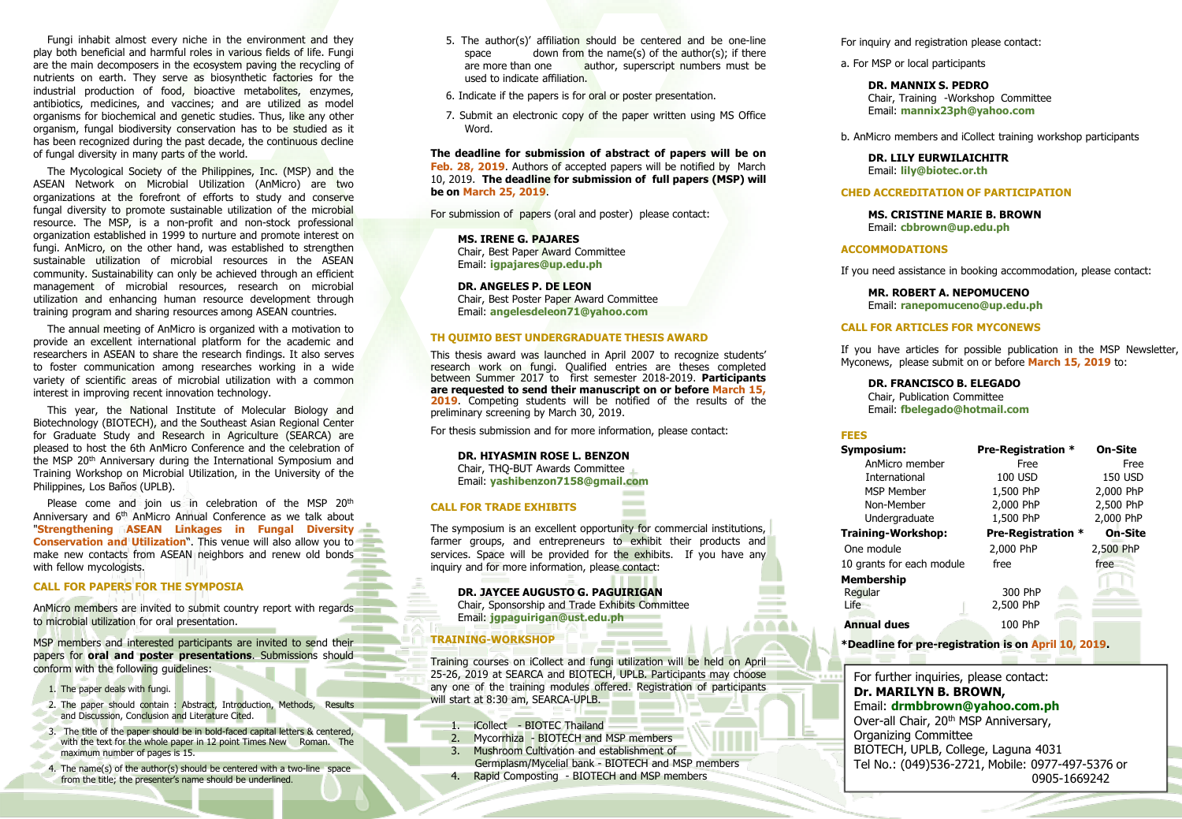Fungi inhabit almost every niche in the environment and they play both beneficial and harmful roles in various fields of life. Fungi are the main decomposers in the ecosystem paving the recycling of nutrients on earth. They serve as biosynthetic factories for the industrial production of food, bioactive metabolites, enzymes, antibiotics, medicines, and vaccines; and are utilized as model organisms for biochemical and genetic studies. Thus, like any other organism, fungal biodiversity conservation has to be studied as it has been recognized during the past decade, the continuous decline of fungal diversity in many parts of the world.

The Mycological Society of the Philippines, Inc. (MSP) and the ASEAN Network on Microbial Utilization (AnMicro) are two organizations at the forefront of efforts to study and conserve fungal diversity to promote sustainable utilization of the microbial resource. The MSP, is a non-profit and non-stock professional organization established in 1999 to nurture and promote interest on fungi. AnMicro, on the other hand, was established to strengthen sustainable utilization of microbial resources in the ASEAN community. Sustainability can only be achieved through an efficient management of microbial resources, research on microbial utilization and enhancing human resource development through training program and sharing resources among ASEAN countries.

The annual meeting of AnMicro is organized with a motivation to provide an excellent international platform for the academic and researchers in ASEAN to share the research findings. It also serves to foster communication among researches working in a wide variety of scientific areas of microbial utilization with a common interest in improving recent innovation technology.

This year, the National Institute of Molecular Biology and Biotechnology (BIOTECH), and the Southeast Asian Regional Center for Graduate Study and Research in Agriculture (SEARCA) are pleased to host the 6th AnMicro Conference and the celebration of the MSP 20th Anniversary during the International Symposium and Training Workshop on Microbial Utilization, in the University of the Philippines, Los Baños (UPLB).

Please come and join us in celebration of the MSP 20th Anniversary and 6th AnMicro Annual Conference as we talk about "**Strengthening ASEAN Linkages in Fungal Diversity Conservation and Utilization**". This venue will also allow you to make new contacts from ASEAN neighbors and renew old bonds with fellow mycologists.

## CALL FOR PAPERS FOR THE SYMPOSIA

AnMicro members are invited to submit country report with regards to microbial utilization for oral presentation.

MSP members and interested participants are invited to send their papers for **oral and poster presentations**. Submissions should conform with the following guidelines:

1. The paper deals with fungi.
2. The paper should contain : Abstract, Introduction, Methods, Results and Discussion, Conclusion and Literature Cited.
3. The title of the paper should be in bold-faced capital letters & centered, with the text for the whole paper in 12 point Times New Roman. The maximum number of pages is 15.
4. The name(s) of the author(s) should be centered with a two-line space from the title; the presenter's name should be underlined.
5. The author(s)' affiliation should be centered and be one-line space down from the name(s) of the author(s); if there are more than one author, superscript numbers must be used to indicate affiliation.
6. Indicate if the papers is for oral or poster presentation.
7. Submit an electronic copy of the paper written using MS Office Word.

**The deadline for submission of abstract of papers will be on Feb. 28, 2019**. Authors of accepted papers will be notified by March 10, 2019. **The deadline for submission of full papers (MSP) will be on March 25, 2019**.

For submission of papers (oral and poster) please contact:

**MS. IRENE G. PAJARES**
Chair, Best Paper Award Committee
Email: **igpajares@up.edu.ph**

**DR. ANGELES P. DE LEON**
Chair, Best Poster Paper Award Committee
Email: **angelesdeleon71@yahoo.com**

## TH QUIMIO BEST UNDERGRADUATE THESIS AWARD

This thesis award was launched in April 2007 to recognize students' research work on fungi. Qualified entries are theses completed between Summer 2017 to first semester 2018-2019. **Participants are requested to send their manuscript on or before March 15, 2019**. Competing students will be notified of the results of the preliminary screening by March 30, 2019.

For thesis submission and for more information, please contact:

**DR. HIYASMIN ROSE L. BENZON**
Chair, THQ-BUT Awards Committee
Email: **yashibenzon7158@gmail.com**

## CALL FOR TRADE EXHIBITS

The symposium is an excellent opportunity for commercial institutions, farmer groups, and entrepreneurs to exhibit their products and services. Space will be provided for the exhibits. If you have any inquiry and for more information, please contact:

**DR. JAYCEE AUGUSTO G. PAGUIRIGAN**
Chair, Sponsorship and Trade Exhibits Committee
Email: **jgpaguirigan@ust.edu.ph**

## TRAINING-WORKSHOP

Training courses on iCollect and fungi utilization will be held on April 25-26, 2019 at SEARCA and BIOTECH, UPLB. Participants may choose any one of the training modules offered. Registration of participants will start at 8:30 am, SEARCA-UPLB.

1. iCollect - BIOTEC Thailand
2. Mycorrhiza - BIOTECH and MSP members
3. Mushroom Cultivation and establishment of Germplasm/Mycelial bank - BIOTECH and MSP members
4. Rapid Composting - BIOTECH and MSP members

For inquiry and registration please contact:

a. For MSP or local participants

**DR. MANNIX S. PEDRO**
Chair, Training -Workshop Committee
Email: **mannix23ph@yahoo.com**

b. AnMicro members and iCollect training workshop participants

**DR. LILY EURWILAICHITR**
Email: **lily@biotec.or.th**

## CHED ACCREDITATION OF PARTICIPATION

**MS. CRISTINE MARIE B. BROWN**
Email: **cbbrown@up.edu.ph**

## ACCOMMODATIONS

If you need assistance in booking accommodation, please contact:

**MR. ROBERT A. NEPOMUCENO**
Email: **ranepomuceno@up.edu.ph**

## CALL FOR ARTICLES FOR MYCONEWS

If you have articles for possible publication in the MSP Newsletter, Myconews, please submit on or before **March 15, 2019** to:

**DR. FRANCISCO B. ELEGADO**
Chair, Publication Committee
Email: **fbelegado@hotmail.com**

## FEES

| **Symposium:** | **Pre-Registration *** | **On-Site** |
|---|---|---|
| AnMicro member | Free | Free |
| International | 100 USD | 150 USD |
| MSP Member | 1,500 PhP | 2,000 PhP |
| Non-Member | 2,000 PhP | 2,500 PhP |
| Undergraduate | 1,500 PhP | 2,000 PhP |
| **Training-Workshop:** | **Pre-Registration *** | **On-Site** |
| One module | 2,000 PhP | 2,500 PhP |
| 10 grants for each module | free | free |
| **Membership** | | |
| Regular | 300 PhP | |
| Life | 2,500 PhP | |
| **Annual dues** | 100 PhP | |

***Deadline for pre-registration is on April 10, 2019.**

For further inquiries, please contact:
**Dr. MARILYN B. BROWN,**
Email: **drmbbrown@yahoo.com.ph**
Over-all Chair, 20th MSP Anniversary,
Organizing Committee
BIOTECH, UPLB, College, Laguna 4031
Tel No.: (049)536-2721, Mobile: 0977-497-5376 or 0905-1669242